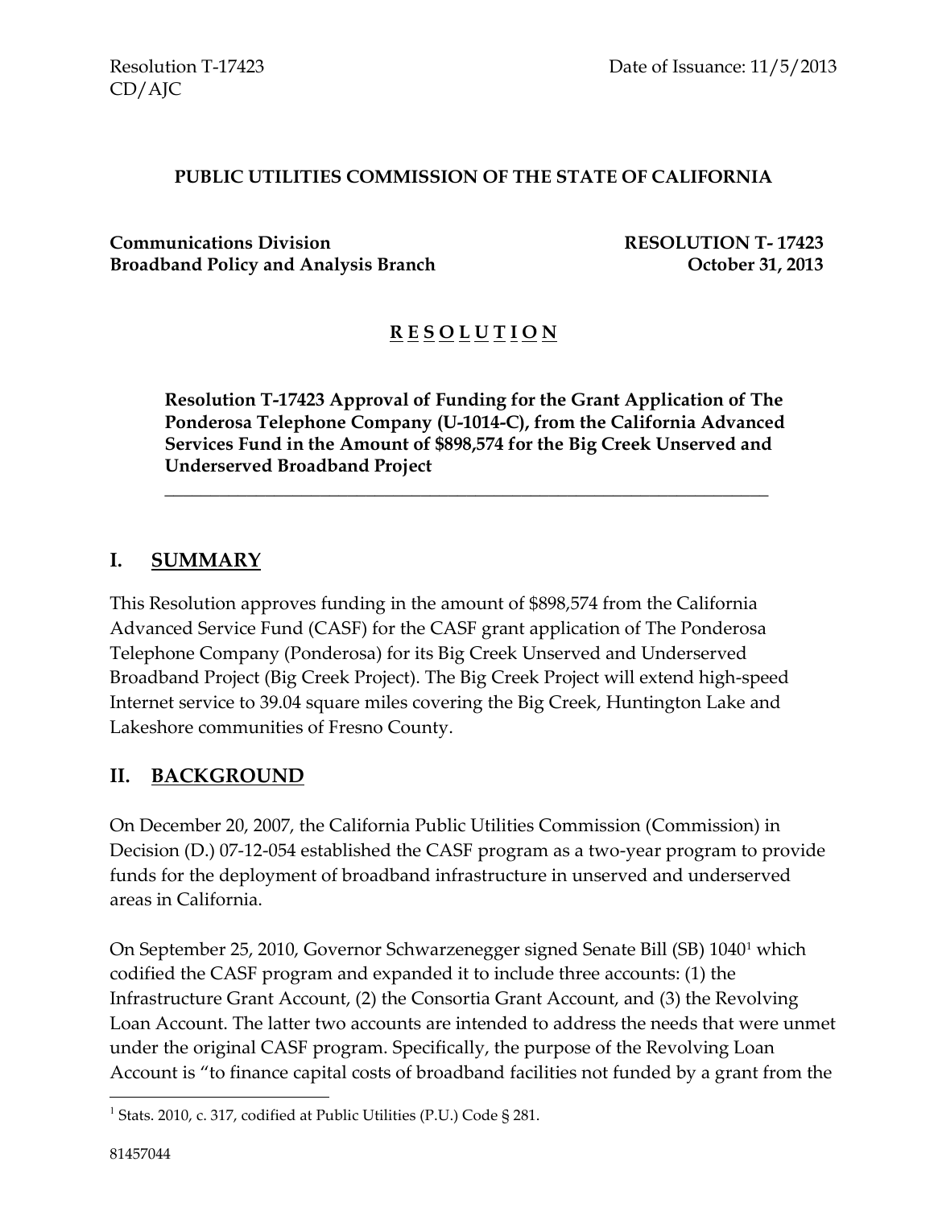Resolution T-17423
CD/AJC

Date of Issuance: 11/5/2013

**PUBLIC UTILITIES COMMISSION OF THE STATE OF CALIFORNIA**

**Communications Division**
**Broadband Policy and Analysis Branch**

**RESOLUTION T- 17423**
**October 31, 2013**

# R E S O L U T I O N

**Resolution T-17423 Approval of Funding for the Grant Application of The Ponderosa Telephone Company (U-1014-C), from the California Advanced Services Fund in the Amount of $898,574 for the Big Creek Unserved and Underserved Broadband Project**

---

## I. SUMMARY

This Resolution approves funding in the amount of $898,574 from the California Advanced Service Fund (CASF) for the CASF grant application of The Ponderosa Telephone Company (Ponderosa) for its Big Creek Unserved and Underserved Broadband Project (Big Creek Project). The Big Creek Project will extend high-speed Internet service to 39.04 square miles covering the Big Creek, Huntington Lake and Lakeshore communities of Fresno County.

## II. BACKGROUND

On December 20, 2007, the California Public Utilities Commission (Commission) in Decision (D.) 07-12-054 established the CASF program as a two-year program to provide funds for the deployment of broadband infrastructure in unserved and underserved areas in California.

On September 25, 2010, Governor Schwarzenegger signed Senate Bill (SB) 1040[1] which codified the CASF program and expanded it to include three accounts: (1) the Infrastructure Grant Account, (2) the Consortia Grant Account, and (3) the Revolving Loan Account. The latter two accounts are intended to address the needs that were unmet under the original CASF program. Specifically, the purpose of the Revolving Loan Account is "to finance capital costs of broadband facilities not funded by a grant from the

[1] Stats. 2010, c. 317, codified at Public Utilities (P.U.) Code § 281.

81457044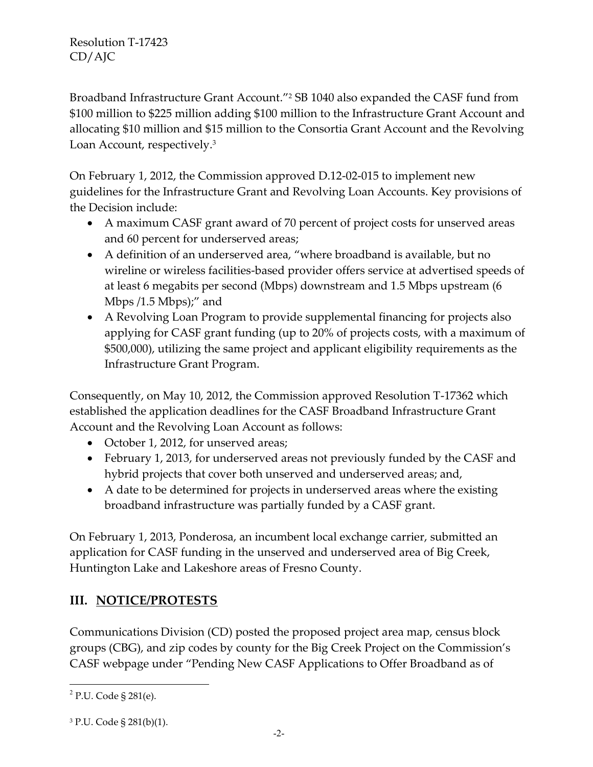Broadband Infrastructure Grant Account."[2] SB 1040 also expanded the CASF fund from $100 million to $225 million adding $100 million to the Infrastructure Grant Account and allocating $10 million and $15 million to the Consortia Grant Account and the Revolving Loan Account, respectively.[3]

On February 1, 2012, the Commission approved D.12-02-015 to implement new guidelines for the Infrastructure Grant and Revolving Loan Accounts. Key provisions of the Decision include:

- A maximum CASF grant award of 70 percent of project costs for unserved areas and 60 percent for underserved areas;
- A definition of an underserved area, "where broadband is available, but no wireline or wireless facilities-based provider offers service at advertised speeds of at least 6 megabits per second (Mbps) downstream and 1.5 Mbps upstream (6 Mbps /1.5 Mbps);" and
- A Revolving Loan Program to provide supplemental financing for projects also applying for CASF grant funding (up to 20% of projects costs, with a maximum of $500,000), utilizing the same project and applicant eligibility requirements as the Infrastructure Grant Program.

Consequently, on May 10, 2012, the Commission approved Resolution T-17362 which established the application deadlines for the CASF Broadband Infrastructure Grant Account and the Revolving Loan Account as follows:

- October 1, 2012, for unserved areas;
- February 1, 2013, for underserved areas not previously funded by the CASF and hybrid projects that cover both unserved and underserved areas; and,
- A date to be determined for projects in underserved areas where the existing broadband infrastructure was partially funded by a CASF grant.

On February 1, 2013, Ponderosa, an incumbent local exchange carrier, submitted an application for CASF funding in the unserved and underserved area of Big Creek, Huntington Lake and Lakeshore areas of Fresno County.

## III. NOTICE/PROTESTS

Communications Division (CD) posted the proposed project area map, census block groups (CBG), and zip codes by county for the Big Creek Project on the Commission's CASF webpage under "Pending New CASF Applications to Offer Broadband as of

---

[2] P.U. Code § 281(e).

[3] P.U. Code § 281(b)(1).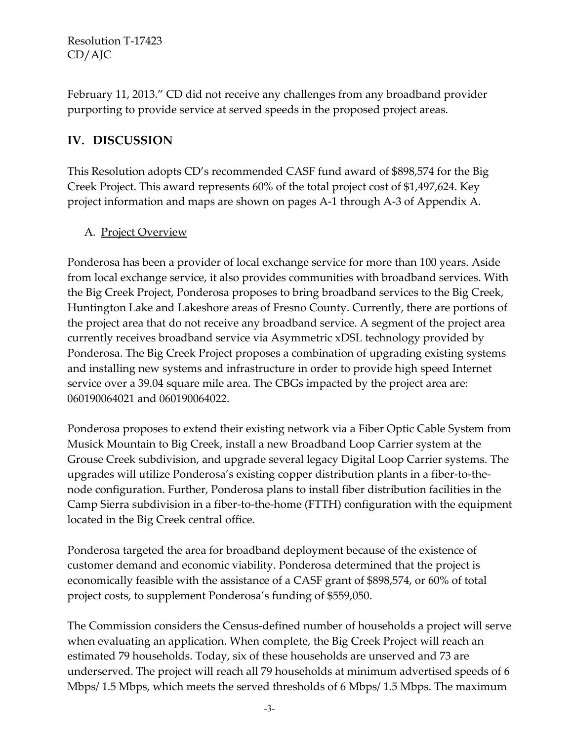February 11, 2013." CD did not receive any challenges from any broadband provider purporting to provide service at served speeds in the proposed project areas.

## IV. DISCUSSION

This Resolution adopts CD's recommended CASF fund award of $898,574 for the Big Creek Project. This award represents 60% of the total project cost of $1,497,624. Key project information and maps are shown on pages A-1 through A-3 of Appendix A.

### A. Project Overview

Ponderosa has been a provider of local exchange service for more than 100 years. Aside from local exchange service, it also provides communities with broadband services. With the Big Creek Project, Ponderosa proposes to bring broadband services to the Big Creek, Huntington Lake and Lakeshore areas of Fresno County. Currently, there are portions of the project area that do not receive any broadband service. A segment of the project area currently receives broadband service via Asymmetric xDSL technology provided by Ponderosa. The Big Creek Project proposes a combination of upgrading existing systems and installing new systems and infrastructure in order to provide high speed Internet service over a 39.04 square mile area. The CBGs impacted by the project area are: 060190064021 and 060190064022.

Ponderosa proposes to extend their existing network via a Fiber Optic Cable System from Musick Mountain to Big Creek, install a new Broadband Loop Carrier system at the Grouse Creek subdivision, and upgrade several legacy Digital Loop Carrier systems. The upgrades will utilize Ponderosa's existing copper distribution plants in a fiber-to-the-node configuration. Further, Ponderosa plans to install fiber distribution facilities in the Camp Sierra subdivision in a fiber-to-the-home (FTTH) configuration with the equipment located in the Big Creek central office.

Ponderosa targeted the area for broadband deployment because of the existence of customer demand and economic viability. Ponderosa determined that the project is economically feasible with the assistance of a CASF grant of $898,574, or 60% of total project costs, to supplement Ponderosa's funding of $559,050.

The Commission considers the Census-defined number of households a project will serve when evaluating an application. When complete, the Big Creek Project will reach an estimated 79 households. Today, six of these households are unserved and 73 are underserved. The project will reach all 79 households at minimum advertised speeds of 6 Mbps/ 1.5 Mbps, which meets the served thresholds of 6 Mbps/ 1.5 Mbps. The maximum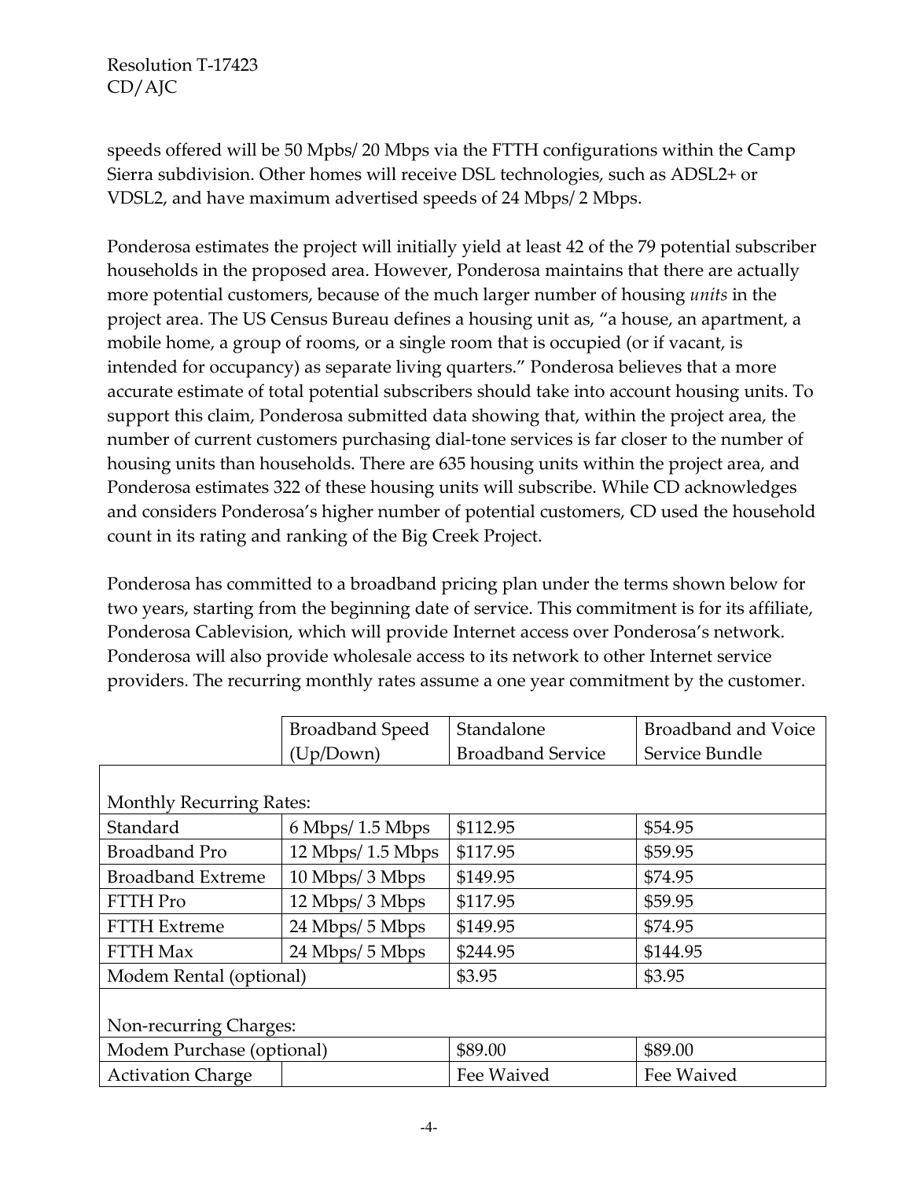speeds offered will be 50 Mpbs/ 20 Mbps via the FTTH configurations within the Camp Sierra subdivision. Other homes will receive DSL technologies, such as ADSL2+ or VDSL2, and have maximum advertised speeds of 24 Mbps/ 2 Mbps.

Ponderosa estimates the project will initially yield at least 42 of the 79 potential subscriber households in the proposed area. However, Ponderosa maintains that there are actually more potential customers, because of the much larger number of housing *units* in the project area. The US Census Bureau defines a housing unit as, "a house, an apartment, a mobile home, a group of rooms, or a single room that is occupied (or if vacant, is intended for occupancy) as separate living quarters." Ponderosa believes that a more accurate estimate of total potential subscribers should take into account housing units. To support this claim, Ponderosa submitted data showing that, within the project area, the number of current customers purchasing dial-tone services is far closer to the number of housing units than households. There are 635 housing units within the project area, and Ponderosa estimates 322 of these housing units will subscribe. While CD acknowledges and considers Ponderosa's higher number of potential customers, CD used the household count in its rating and ranking of the Big Creek Project.

Ponderosa has committed to a broadband pricing plan under the terms shown below for two years, starting from the beginning date of service. This commitment is for its affiliate, Ponderosa Cablevision, which will provide Internet access over Ponderosa's network. Ponderosa will also provide wholesale access to its network to other Internet service providers. The recurring monthly rates assume a one year commitment by the customer.

| | Broadband Speed (Up/Down) | Standalone Broadband Service | Broadband and Voice Service Bundle |
|---|---|---|---|
| Monthly Recurring Rates: | | | |
| Standard | 6 Mbps/ 1.5 Mbps | $112.95 | $54.95 |
| Broadband Pro | 12 Mbps/ 1.5 Mbps | $117.95 | $59.95 |
| Broadband Extreme | 10 Mbps/ 3 Mbps | $149.95 | $74.95 |
| FTTH Pro | 12 Mbps/ 3 Mbps | $117.95 | $59.95 |
| FTTH Extreme | 24 Mbps/ 5 Mbps | $149.95 | $74.95 |
| FTTH Max | 24 Mbps/ 5 Mbps | $244.95 | $144.95 |
| Modem Rental (optional) | | $3.95 | $3.95 |
| Non-recurring Charges: | | | |
| Modem Purchase (optional) | | $89.00 | $89.00 |
| Activation Charge | | Fee Waived | Fee Waived |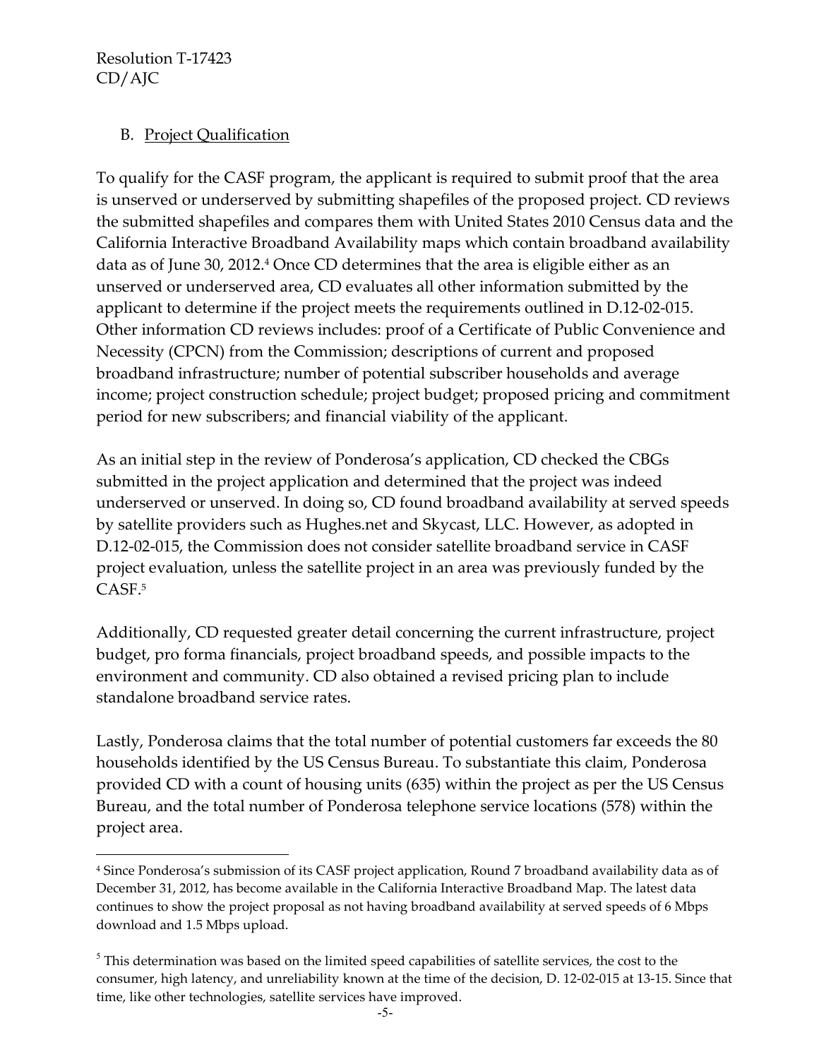## B. Project Qualification

To qualify for the CASF program, the applicant is required to submit proof that the area is unserved or underserved by submitting shapefiles of the proposed project. CD reviews the submitted shapefiles and compares them with United States 2010 Census data and the California Interactive Broadband Availability maps which contain broadband availability data as of June 30, 2012.[4] Once CD determines that the area is eligible either as an unserved or underserved area, CD evaluates all other information submitted by the applicant to determine if the project meets the requirements outlined in D.12-02-015. Other information CD reviews includes: proof of a Certificate of Public Convenience and Necessity (CPCN) from the Commission; descriptions of current and proposed broadband infrastructure; number of potential subscriber households and average income; project construction schedule; project budget; proposed pricing and commitment period for new subscribers; and financial viability of the applicant.

As an initial step in the review of Ponderosa's application, CD checked the CBGs submitted in the project application and determined that the project was indeed underserved or unserved. In doing so, CD found broadband availability at served speeds by satellite providers such as Hughes.net and Skycast, LLC. However, as adopted in D.12-02-015, the Commission does not consider satellite broadband service in CASF project evaluation, unless the satellite project in an area was previously funded by the CASF.[5]

Additionally, CD requested greater detail concerning the current infrastructure, project budget, pro forma financials, project broadband speeds, and possible impacts to the environment and community. CD also obtained a revised pricing plan to include standalone broadband service rates.

Lastly, Ponderosa claims that the total number of potential customers far exceeds the 80 households identified by the US Census Bureau. To substantiate this claim, Ponderosa provided CD with a count of housing units (635) within the project as per the US Census Bureau, and the total number of Ponderosa telephone service locations (578) within the project area.

---

[4] Since Ponderosa's submission of its CASF project application, Round 7 broadband availability data as of December 31, 2012, has become available in the California Interactive Broadband Map. The latest data continues to show the project proposal as not having broadband availability at served speeds of 6 Mbps download and 1.5 Mbps upload.

[5] This determination was based on the limited speed capabilities of satellite services, the cost to the consumer, high latency, and unreliability known at the time of the decision, D. 12-02-015 at 13-15. Since that time, like other technologies, satellite services have improved.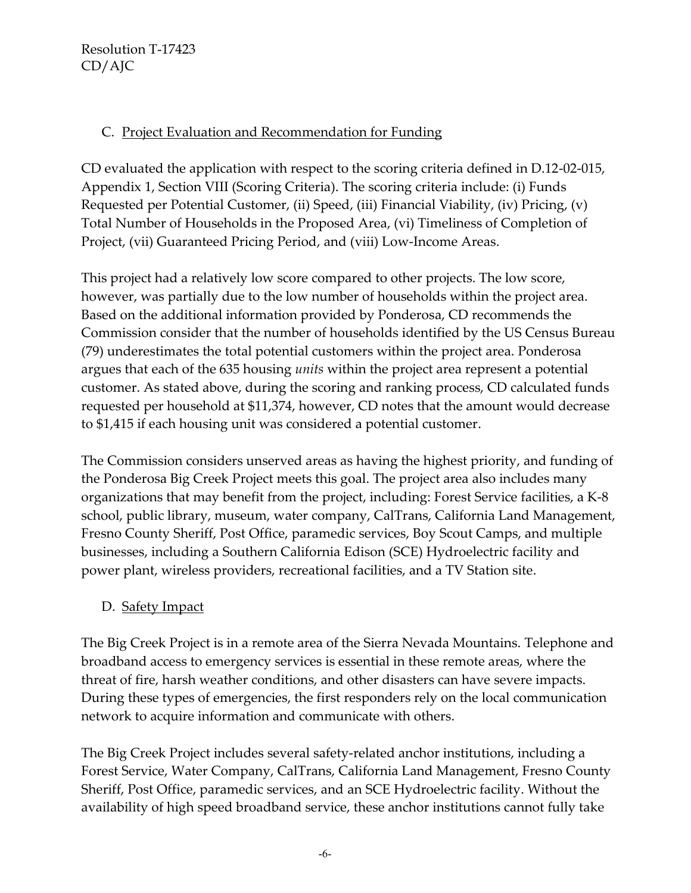### C. Project Evaluation and Recommendation for Funding

CD evaluated the application with respect to the scoring criteria defined in D.12-02-015, Appendix 1, Section VIII (Scoring Criteria). The scoring criteria include: (i) Funds Requested per Potential Customer, (ii) Speed, (iii) Financial Viability, (iv) Pricing, (v) Total Number of Households in the Proposed Area, (vi) Timeliness of Completion of Project, (vii) Guaranteed Pricing Period, and (viii) Low-Income Areas.

This project had a relatively low score compared to other projects. The low score, however, was partially due to the low number of households within the project area. Based on the additional information provided by Ponderosa, CD recommends the Commission consider that the number of households identified by the US Census Bureau (79) underestimates the total potential customers within the project area. Ponderosa argues that each of the 635 housing *units* within the project area represent a potential customer. As stated above, during the scoring and ranking process, CD calculated funds requested per household at $11,374, however, CD notes that the amount would decrease to $1,415 if each housing unit was considered a potential customer.

The Commission considers unserved areas as having the highest priority, and funding of the Ponderosa Big Creek Project meets this goal. The project area also includes many organizations that may benefit from the project, including: Forest Service facilities, a K-8 school, public library, museum, water company, CalTrans, California Land Management, Fresno County Sheriff, Post Office, paramedic services, Boy Scout Camps, and multiple businesses, including a Southern California Edison (SCE) Hydroelectric facility and power plant, wireless providers, recreational facilities, and a TV Station site.

### D. Safety Impact

The Big Creek Project is in a remote area of the Sierra Nevada Mountains. Telephone and broadband access to emergency services is essential in these remote areas, where the threat of fire, harsh weather conditions, and other disasters can have severe impacts. During these types of emergencies, the first responders rely on the local communication network to acquire information and communicate with others.

The Big Creek Project includes several safety-related anchor institutions, including a Forest Service, Water Company, CalTrans, California Land Management, Fresno County Sheriff, Post Office, paramedic services, and an SCE Hydroelectric facility. Without the availability of high speed broadband service, these anchor institutions cannot fully take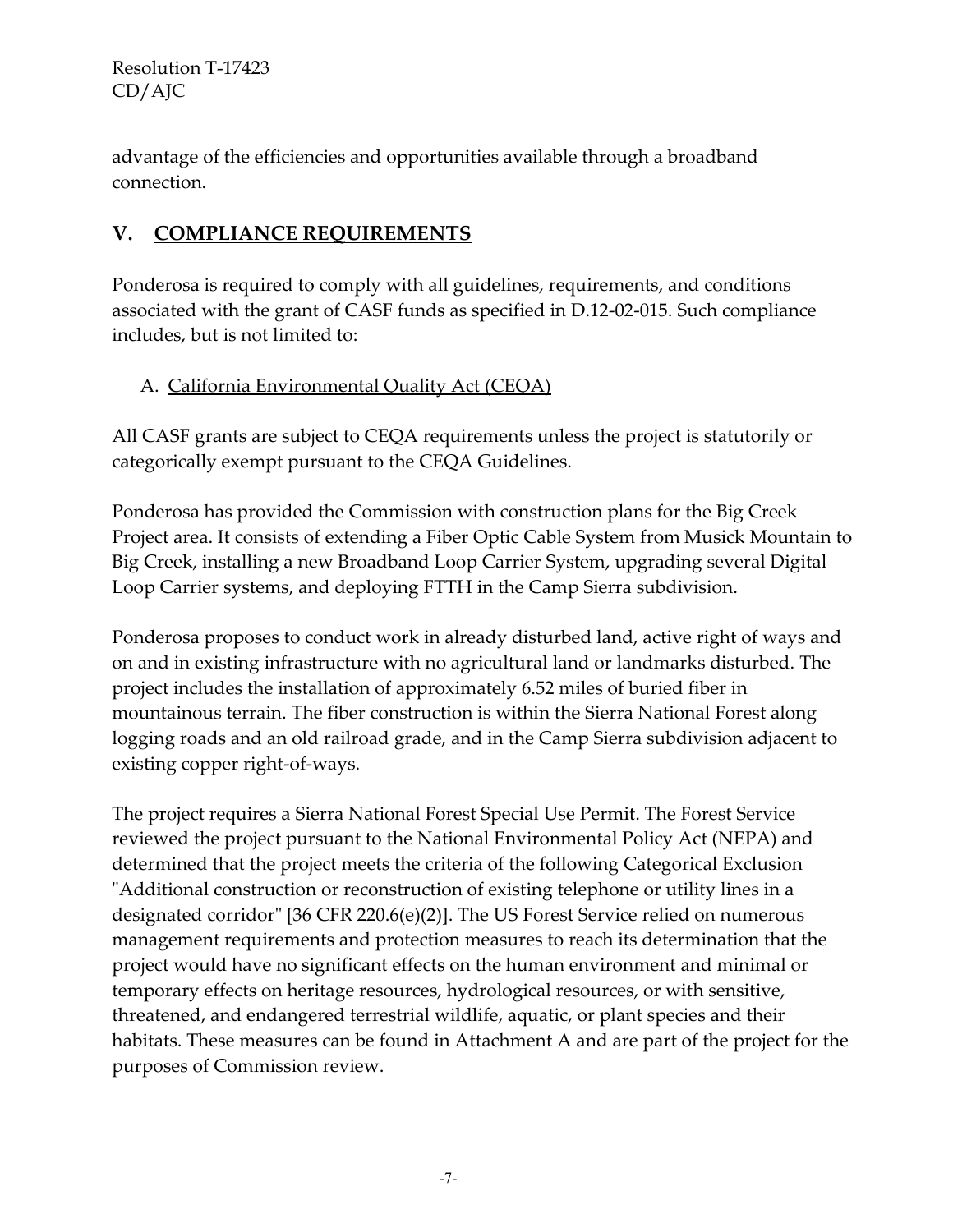advantage of the efficiencies and opportunities available through a broadband connection.

## V. <u>COMPLIANCE REQUIREMENTS</u>

Ponderosa is required to comply with all guidelines, requirements, and conditions associated with the grant of CASF funds as specified in D.12-02-015. Such compliance includes, but is not limited to:

### A. <u>California Environmental Quality Act (CEQA)</u>

All CASF grants are subject to CEQA requirements unless the project is statutorily or categorically exempt pursuant to the CEQA Guidelines.

Ponderosa has provided the Commission with construction plans for the Big Creek Project area. It consists of extending a Fiber Optic Cable System from Musick Mountain to Big Creek, installing a new Broadband Loop Carrier System, upgrading several Digital Loop Carrier systems, and deploying FTTH in the Camp Sierra subdivision.

Ponderosa proposes to conduct work in already disturbed land, active right of ways and on and in existing infrastructure with no agricultural land or landmarks disturbed. The project includes the installation of approximately 6.52 miles of buried fiber in mountainous terrain. The fiber construction is within the Sierra National Forest along logging roads and an old railroad grade, and in the Camp Sierra subdivision adjacent to existing copper right-of-ways.

The project requires a Sierra National Forest Special Use Permit. The Forest Service reviewed the project pursuant to the National Environmental Policy Act (NEPA) and determined that the project meets the criteria of the following Categorical Exclusion "Additional construction or reconstruction of existing telephone or utility lines in a designated corridor" [36 CFR 220.6(e)(2)]. The US Forest Service relied on numerous management requirements and protection measures to reach its determination that the project would have no significant effects on the human environment and minimal or temporary effects on heritage resources, hydrological resources, or with sensitive, threatened, and endangered terrestrial wildlife, aquatic, or plant species and their habitats. These measures can be found in Attachment A and are part of the project for the purposes of Commission review.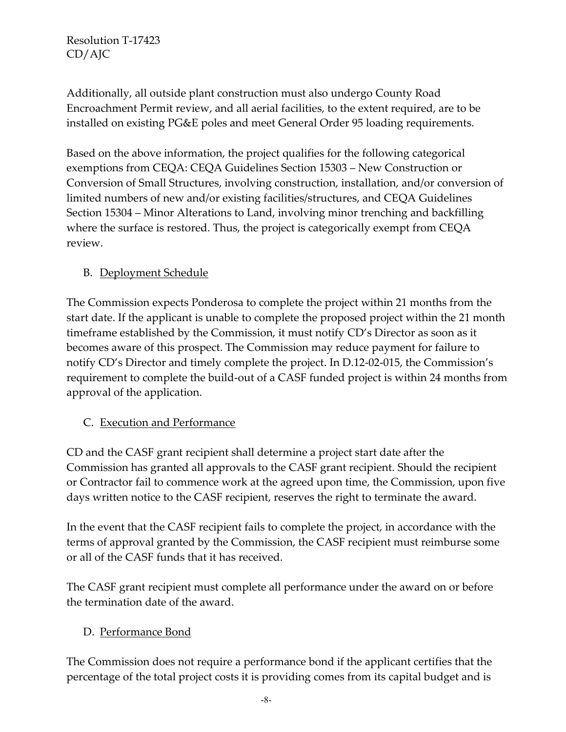Additionally, all outside plant construction must also undergo County Road Encroachment Permit review, and all aerial facilities, to the extent required, are to be installed on existing PG&E poles and meet General Order 95 loading requirements.

Based on the above information, the project qualifies for the following categorical exemptions from CEQA: CEQA Guidelines Section 15303 – New Construction or Conversion of Small Structures, involving construction, installation, and/or conversion of limited numbers of new and/or existing facilities/structures, and CEQA Guidelines Section 15304 – Minor Alterations to Land, involving minor trenching and backfilling where the surface is restored. Thus, the project is categorically exempt from CEQA review.

### B. Deployment Schedule

The Commission expects Ponderosa to complete the project within 21 months from the start date. If the applicant is unable to complete the proposed project within the 21 month timeframe established by the Commission, it must notify CD's Director as soon as it becomes aware of this prospect. The Commission may reduce payment for failure to notify CD's Director and timely complete the project. In D.12-02-015, the Commission's requirement to complete the build-out of a CASF funded project is within 24 months from approval of the application.

### C. Execution and Performance

CD and the CASF grant recipient shall determine a project start date after the Commission has granted all approvals to the CASF grant recipient. Should the recipient or Contractor fail to commence work at the agreed upon time, the Commission, upon five days written notice to the CASF recipient, reserves the right to terminate the award.

In the event that the CASF recipient fails to complete the project, in accordance with the terms of approval granted by the Commission, the CASF recipient must reimburse some or all of the CASF funds that it has received.

The CASF grant recipient must complete all performance under the award on or before the termination date of the award.

### D. Performance Bond

The Commission does not require a performance bond if the applicant certifies that the percentage of the total project costs it is providing comes from its capital budget and is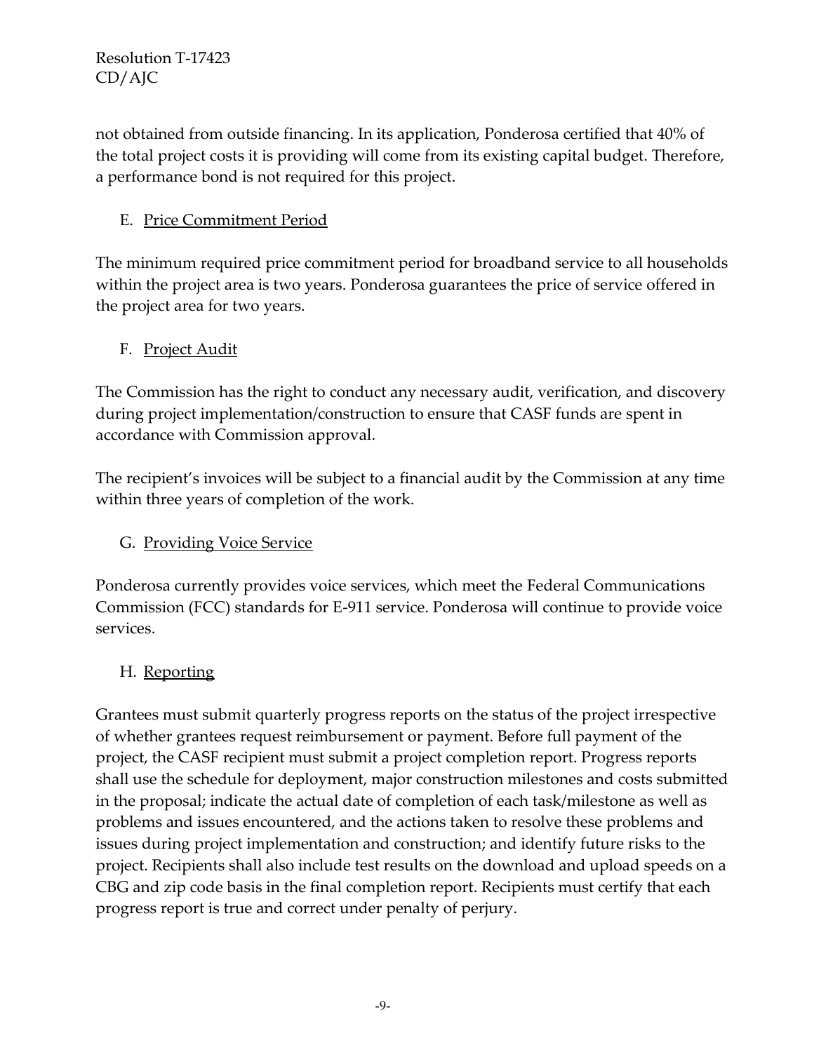not obtained from outside financing. In its application, Ponderosa certified that 40% of the total project costs it is providing will come from its existing capital budget. Therefore, a performance bond is not required for this project.

## E. Price Commitment Period

The minimum required price commitment period for broadband service to all households within the project area is two years. Ponderosa guarantees the price of service offered in the project area for two years.

## F. Project Audit

The Commission has the right to conduct any necessary audit, verification, and discovery during project implementation/construction to ensure that CASF funds are spent in accordance with Commission approval.

The recipient's invoices will be subject to a financial audit by the Commission at any time within three years of completion of the work.

## G. Providing Voice Service

Ponderosa currently provides voice services, which meet the Federal Communications Commission (FCC) standards for E-911 service. Ponderosa will continue to provide voice services.

## H. Reporting

Grantees must submit quarterly progress reports on the status of the project irrespective of whether grantees request reimbursement or payment. Before full payment of the project, the CASF recipient must submit a project completion report. Progress reports shall use the schedule for deployment, major construction milestones and costs submitted in the proposal; indicate the actual date of completion of each task/milestone as well as problems and issues encountered, and the actions taken to resolve these problems and issues during project implementation and construction; and identify future risks to the project. Recipients shall also include test results on the download and upload speeds on a CBG and zip code basis in the final completion report. Recipients must certify that each progress report is true and correct under penalty of perjury.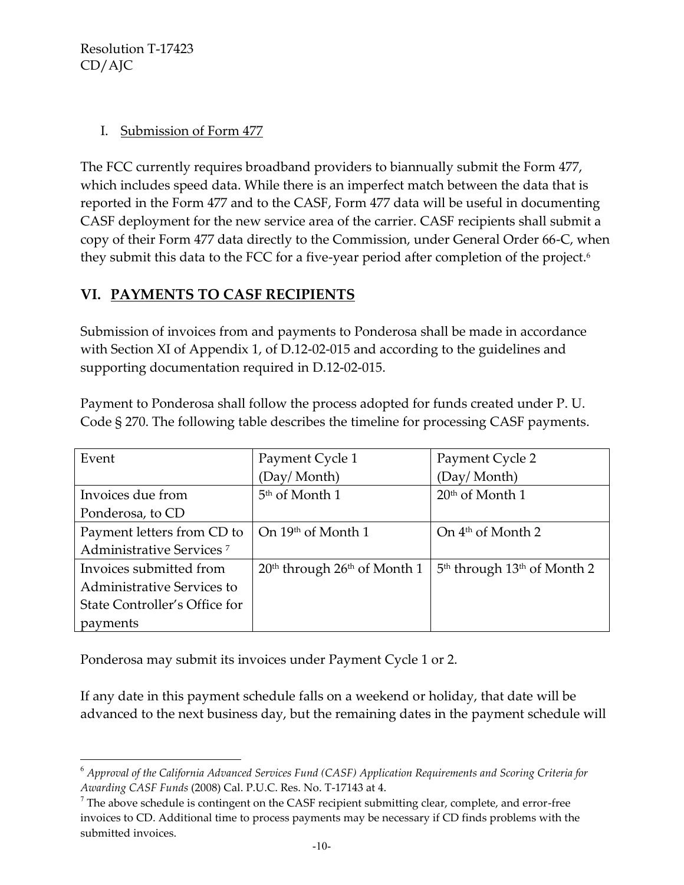I. Submission of Form 477

The FCC currently requires broadband providers to biannually submit the Form 477, which includes speed data. While there is an imperfect match between the data that is reported in the Form 477 and to the CASF, Form 477 data will be useful in documenting CASF deployment for the new service area of the carrier. CASF recipients shall submit a copy of their Form 477 data directly to the Commission, under General Order 66-C, when they submit this data to the FCC for a five-year period after completion of the project.[6]

## VI. PAYMENTS TO CASF RECIPIENTS

Submission of invoices from and payments to Ponderosa shall be made in accordance with Section XI of Appendix 1, of D.12-02-015 and according to the guidelines and supporting documentation required in D.12-02-015.

Payment to Ponderosa shall follow the process adopted for funds created under P. U. Code § 270. The following table describes the timeline for processing CASF payments.

| Event | Payment Cycle 1 (Day/Month) | Payment Cycle 2 (Day/Month) |
|---|---|---|
| Invoices due from Ponderosa, to CD | 5th of Month 1 | 20th of Month 1 |
| Payment letters from CD to Administrative Services [7] | On 19th of Month 1 | On 4th of Month 2 |
| Invoices submitted from Administrative Services to State Controller's Office for payments | 20th through 26th of Month 1 | 5th through 13th of Month 2 |

Ponderosa may submit its invoices under Payment Cycle 1 or 2.

If any date in this payment schedule falls on a weekend or holiday, that date will be advanced to the next business day, but the remaining dates in the payment schedule will

---

[6] *Approval of the California Advanced Services Fund (CASF) Application Requirements and Scoring Criteria for Awarding CASF Funds* (2008) Cal. P.U.C. Res. No. T-17143 at 4.

[7] The above schedule is contingent on the CASF recipient submitting clear, complete, and error-free invoices to CD. Additional time to process payments may be necessary if CD finds problems with the submitted invoices.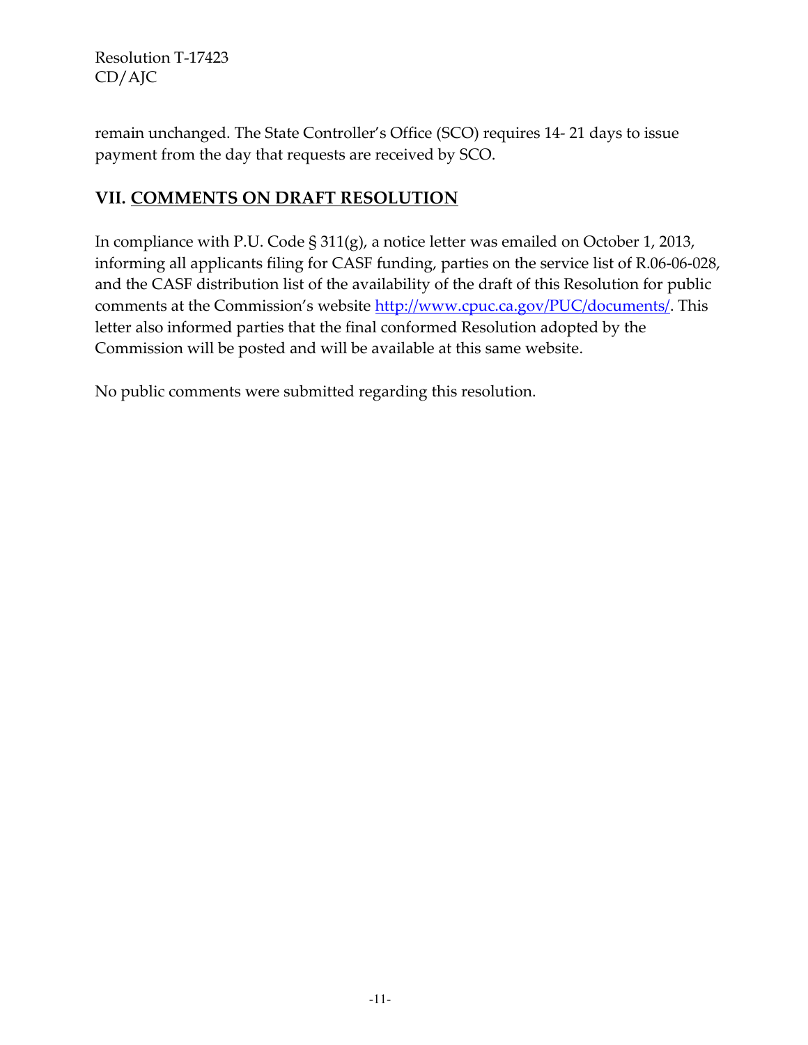remain unchanged. The State Controller's Office (SCO) requires 14- 21 days to issue payment from the day that requests are received by SCO.

## VII. COMMENTS ON DRAFT RESOLUTION

In compliance with P.U. Code § 311(g), a notice letter was emailed on October 1, 2013, informing all applicants filing for CASF funding, parties on the service list of R.06-06-028, and the CASF distribution list of the availability of the draft of this Resolution for public comments at the Commission's website http://www.cpuc.ca.gov/PUC/documents/. This letter also informed parties that the final conformed Resolution adopted by the Commission will be posted and will be available at this same website.

No public comments were submitted regarding this resolution.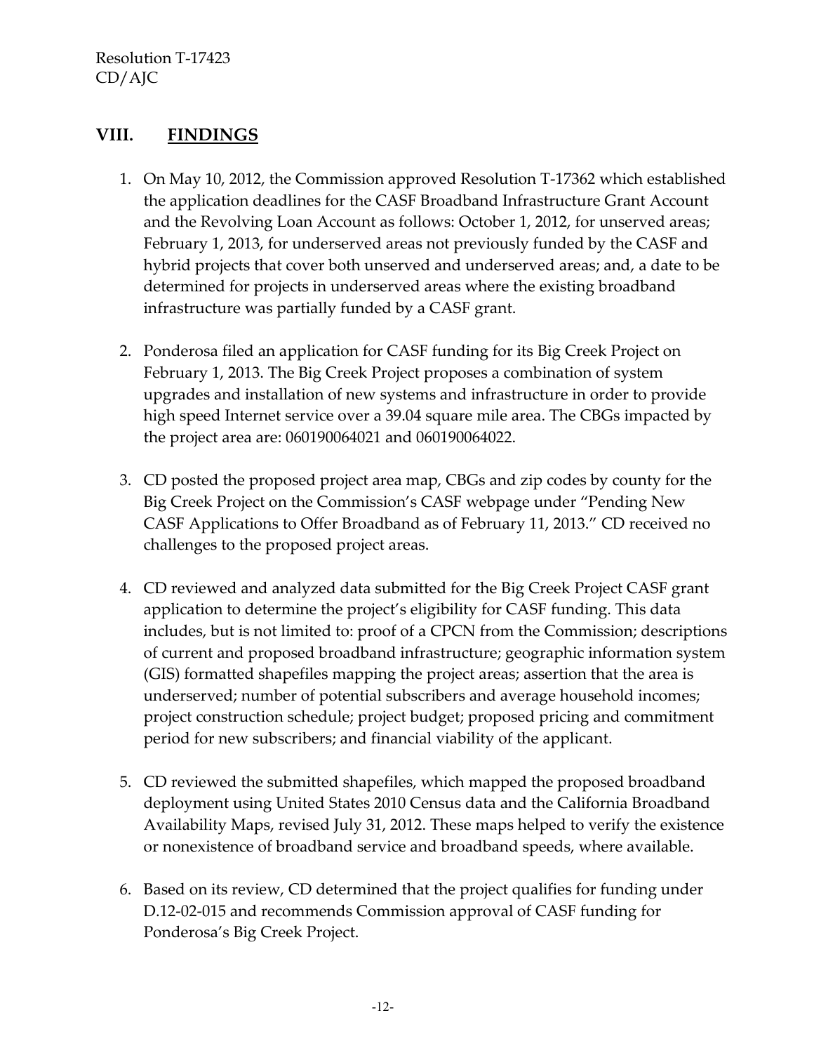## VIII. FINDINGS

1. On May 10, 2012, the Commission approved Resolution T-17362 which established the application deadlines for the CASF Broadband Infrastructure Grant Account and the Revolving Loan Account as follows: October 1, 2012, for unserved areas; February 1, 2013, for underserved areas not previously funded by the CASF and hybrid projects that cover both unserved and underserved areas; and, a date to be determined for projects in underserved areas where the existing broadband infrastructure was partially funded by a CASF grant.

2. Ponderosa filed an application for CASF funding for its Big Creek Project on February 1, 2013. The Big Creek Project proposes a combination of system upgrades and installation of new systems and infrastructure in order to provide high speed Internet service over a 39.04 square mile area. The CBGs impacted by the project area are: 060190064021 and 060190064022.

3. CD posted the proposed project area map, CBGs and zip codes by county for the Big Creek Project on the Commission's CASF webpage under "Pending New CASF Applications to Offer Broadband as of February 11, 2013." CD received no challenges to the proposed project areas.

4. CD reviewed and analyzed data submitted for the Big Creek Project CASF grant application to determine the project's eligibility for CASF funding. This data includes, but is not limited to: proof of a CPCN from the Commission; descriptions of current and proposed broadband infrastructure; geographic information system (GIS) formatted shapefiles mapping the project areas; assertion that the area is underserved; number of potential subscribers and average household incomes; project construction schedule; project budget; proposed pricing and commitment period for new subscribers; and financial viability of the applicant.

5. CD reviewed the submitted shapefiles, which mapped the proposed broadband deployment using United States 2010 Census data and the California Broadband Availability Maps, revised July 31, 2012. These maps helped to verify the existence or nonexistence of broadband service and broadband speeds, where available.

6. Based on its review, CD determined that the project qualifies for funding under D.12-02-015 and recommends Commission approval of CASF funding for Ponderosa's Big Creek Project.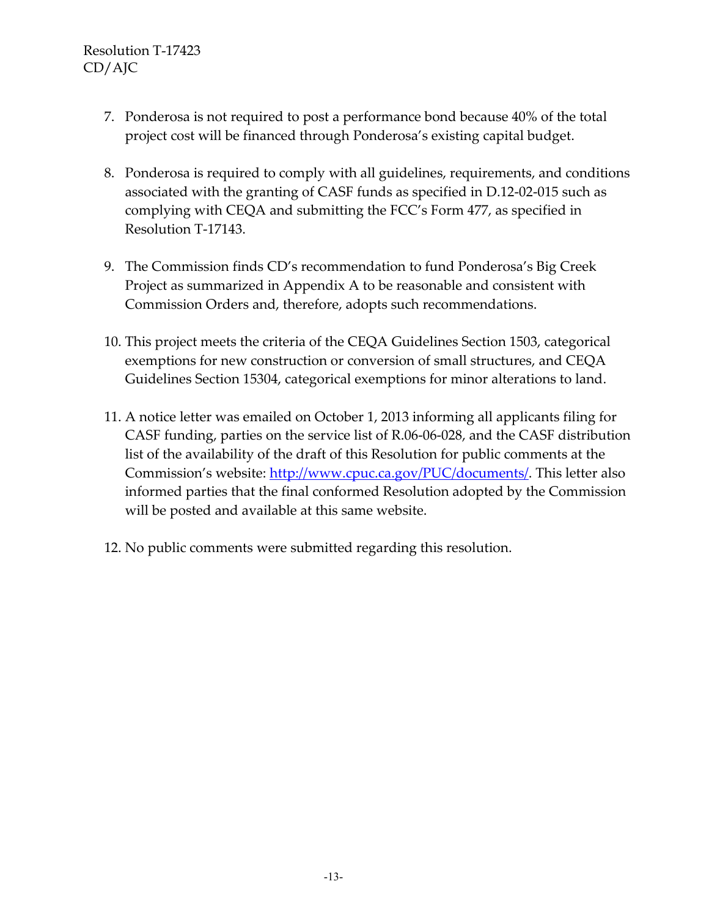7. Ponderosa is not required to post a performance bond because 40% of the total project cost will be financed through Ponderosa's existing capital budget.

8. Ponderosa is required to comply with all guidelines, requirements, and conditions associated with the granting of CASF funds as specified in D.12-02-015 such as complying with CEQA and submitting the FCC's Form 477, as specified in Resolution T-17143.

9. The Commission finds CD's recommendation to fund Ponderosa's Big Creek Project as summarized in Appendix A to be reasonable and consistent with Commission Orders and, therefore, adopts such recommendations.

10. This project meets the criteria of the CEQA Guidelines Section 1503, categorical exemptions for new construction or conversion of small structures, and CEQA Guidelines Section 15304, categorical exemptions for minor alterations to land.

11. A notice letter was emailed on October 1, 2013 informing all applicants filing for CASF funding, parties on the service list of R.06-06-028, and the CASF distribution list of the availability of the draft of this Resolution for public comments at the Commission's website: http://www.cpuc.ca.gov/PUC/documents/. This letter also informed parties that the final conformed Resolution adopted by the Commission will be posted and available at this same website.

12. No public comments were submitted regarding this resolution.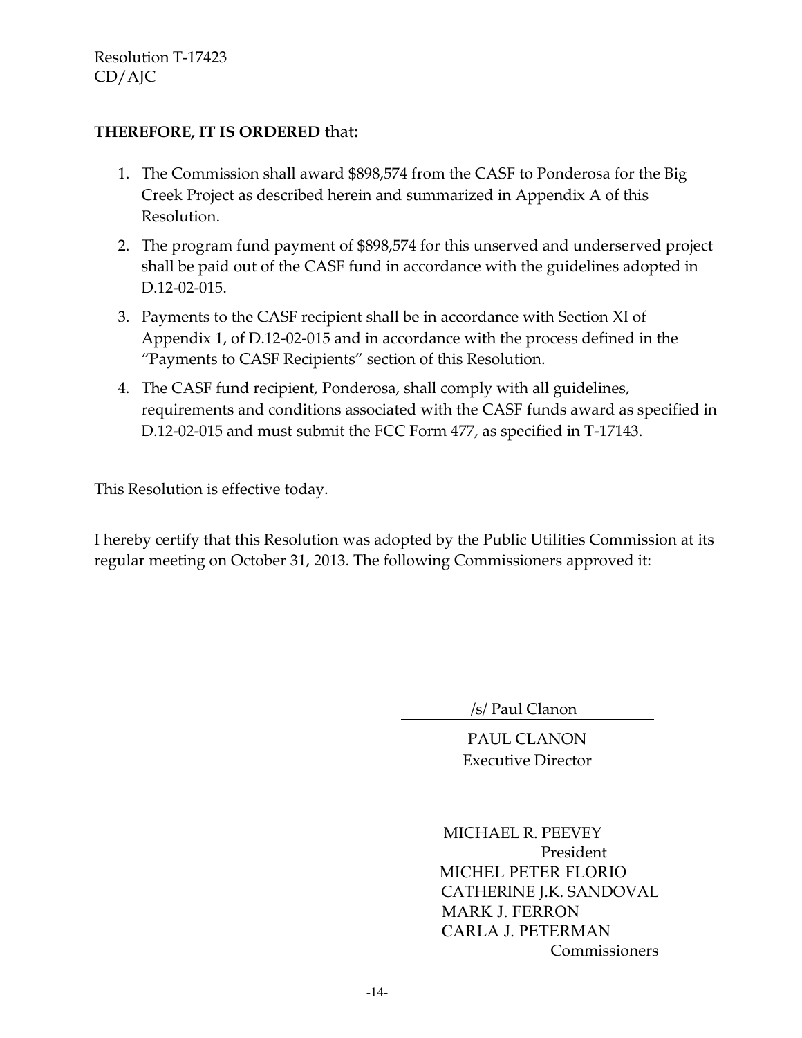**THEREFORE, IT IS ORDERED** that**:**

1. The Commission shall award $898,574 from the CASF to Ponderosa for the Big Creek Project as described herein and summarized in Appendix A of this Resolution.
2. The program fund payment of $898,574 for this unserved and underserved project shall be paid out of the CASF fund in accordance with the guidelines adopted in D.12-02-015.
3. Payments to the CASF recipient shall be in accordance with Section XI of Appendix 1, of D.12-02-015 and in accordance with the process defined in the "Payments to CASF Recipients" section of this Resolution.
4. The CASF fund recipient, Ponderosa, shall comply with all guidelines, requirements and conditions associated with the CASF funds award as specified in D.12-02-015 and must submit the FCC Form 477, as specified in T-17143.

This Resolution is effective today.

I hereby certify that this Resolution was adopted by the Public Utilities Commission at its regular meeting on October 31, 2013. The following Commissioners approved it:

/s/ Paul Clanon

PAUL CLANON
Executive Director

MICHAEL R. PEEVEY
President
MICHEL PETER FLORIO
CATHERINE J.K. SANDOVAL
MARK J. FERRON
CARLA J. PETERMAN
Commissioners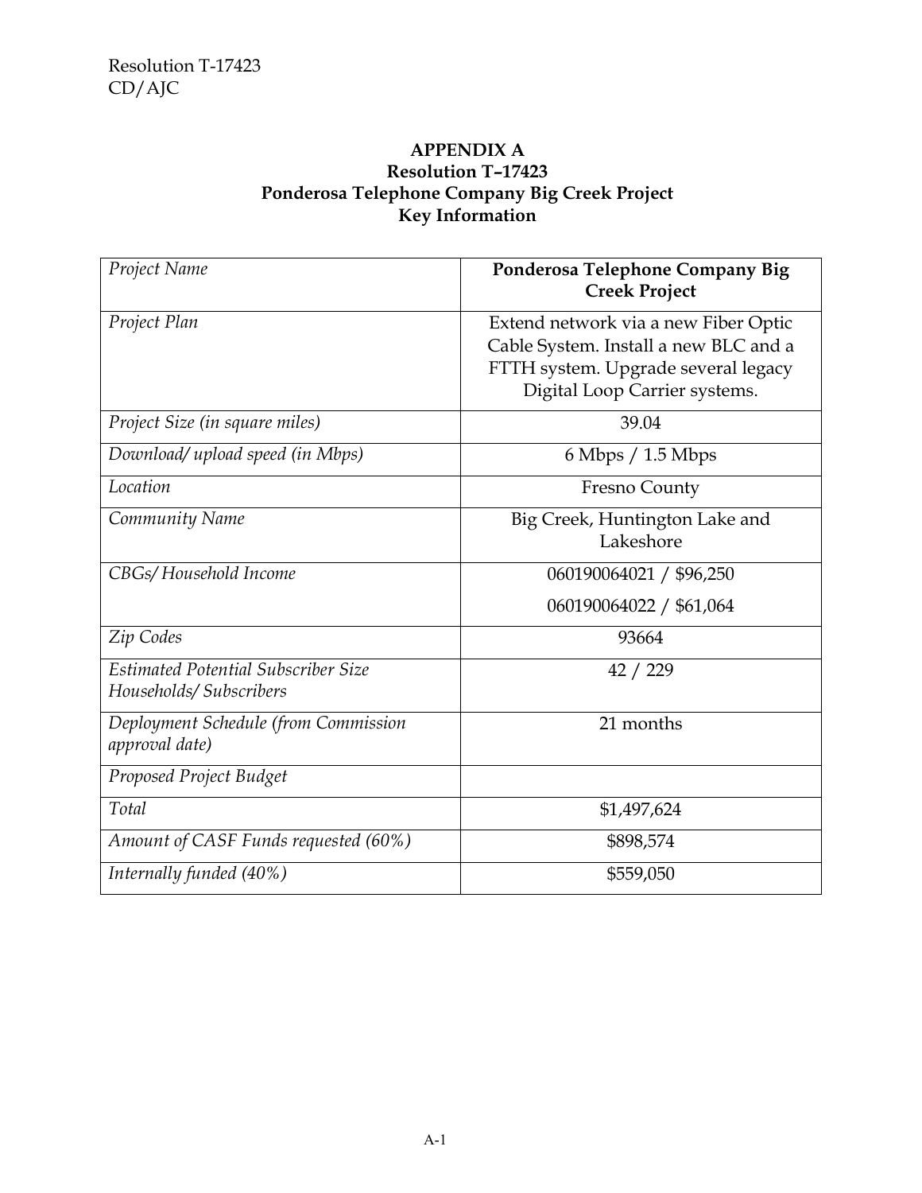**APPENDIX A**
**Resolution T–17423**
**Ponderosa Telephone Company Big Creek Project**
**Key Information**

| | |
|---|---|
| *Project Name* | **Ponderosa Telephone Company Big Creek Project** |
| *Project Plan* | Extend network via a new Fiber Optic Cable System. Install a new BLC and a FTTH system. Upgrade several legacy Digital Loop Carrier systems. |
| *Project Size (in square miles)* | 39.04 |
| *Download/ upload speed (in Mbps)* | 6 Mbps / 1.5 Mbps |
| *Location* | Fresno County |
| *Community Name* | Big Creek, Huntington Lake and Lakeshore |
| *CBGs/ Household Income* | 060190064021 / $96,250<br>060190064022 / $61,064 |
| *Zip Codes* | 93664 |
| *Estimated Potential Subscriber Size Households/ Subscribers* | 42 / 229 |
| *Deployment Schedule (from Commission approval date)* | 21 months |
| *Proposed Project Budget* | |
| *Total* | $1,497,624 |
| *Amount of CASF Funds requested (60%)* | $898,574 |
| *Internally funded (40%)* | $559,050 |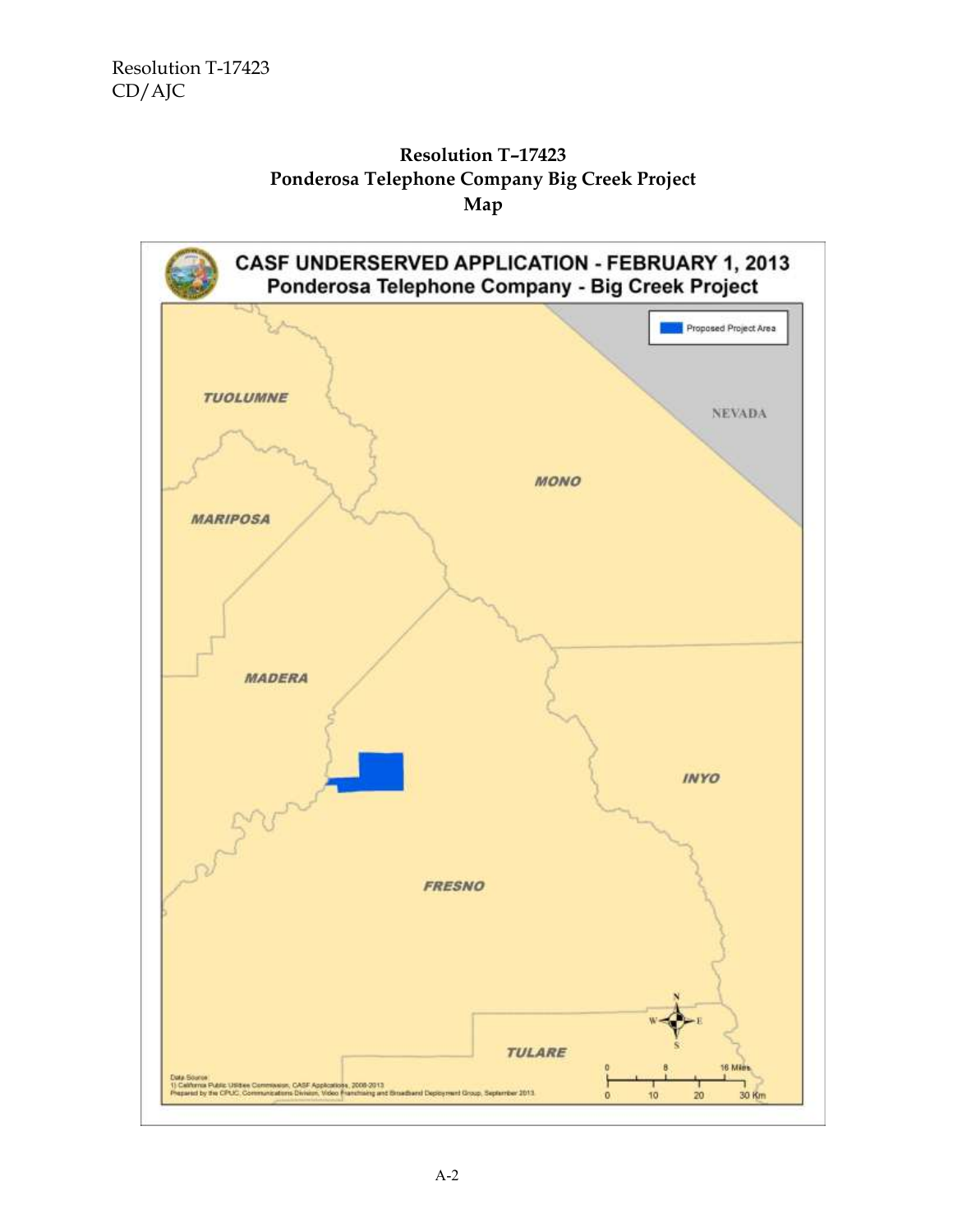# Resolution T–17423
## Ponderosa Telephone Company Big Creek Project
## Map

CASF UNDERSERVED APPLICATION - FEBRUARY 1, 2013

Ponderosa Telephone Company - Big Creek Project

Proposed Project Area

TUOLUMNE

NEVADA

MONO

MARIPOSA

MADERA

INYO

FRESNO

TULARE

0 8 16 Miles

0 10 20 30 Km

Data Source:
1) California Public Utilities Commission, CASF Applications, 2008-2013
Prepared by the CPUC, Communications Division, Video Franchising and Broadband Deployment Group, September 2013.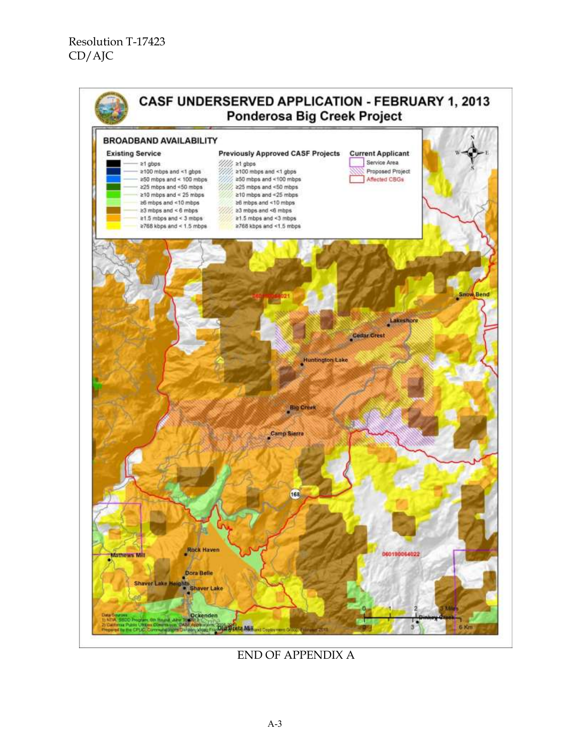CASF UNDERSERVED APPLICATION - FEBRUARY 1, 2013

Ponderosa Big Creek Project

BROADBAND AVAILABILITY

Existing Service

≥1 gbps
≥100 mbps and <1 gbps
≥50 mbps and < 100 mbps
≥25 mbps and <50 mbps
≥10 mbps and < 25 mbps
≥6 mbps and <10 mbps
≥3 mbps and < 6 mbps
≥1.5 mbps and < 3 mbps
≥768 kbps and < 1.5 mbps

Previously Approved CASF Projects

≥1 gbps
≥100 mbps and <1 gbps
≥50 mbps and <100 mbps
≥25 mbps and <50 mbps
≥10 mbps and <25 mbps
≥6 mbps and <10 mbps
≥3 mbps and <6 mbps
≥1.5 mbps and <3 mbps
≥768 kbps and <1.5 mbps

Current Applicant

Service Area
Proposed Project
Affected CBGs

060190064021

Snow Bend
Lakeshore
Cedar Crest
Huntington Lake
Big Creek
Camp Sierra
168
Rock Haven
Mathews Mill
060190064022
Dora Belle
Shaver Lake Heights
Shaver Lake
Ockenden
Old Pete Mill
Binkey Creek

0 1 2 3 Miles
0 3 6 Km

Data Sources:
1) NTIA, SBDD Program, 6th Round, June 30, 2012
2) California Public Utilities Commission, CASF Applications, 2008-2012
Prepared by the CPUC Communications Division, Video Franchising and Broadband Deployment Group, February 2013

END OF APPENDIX A